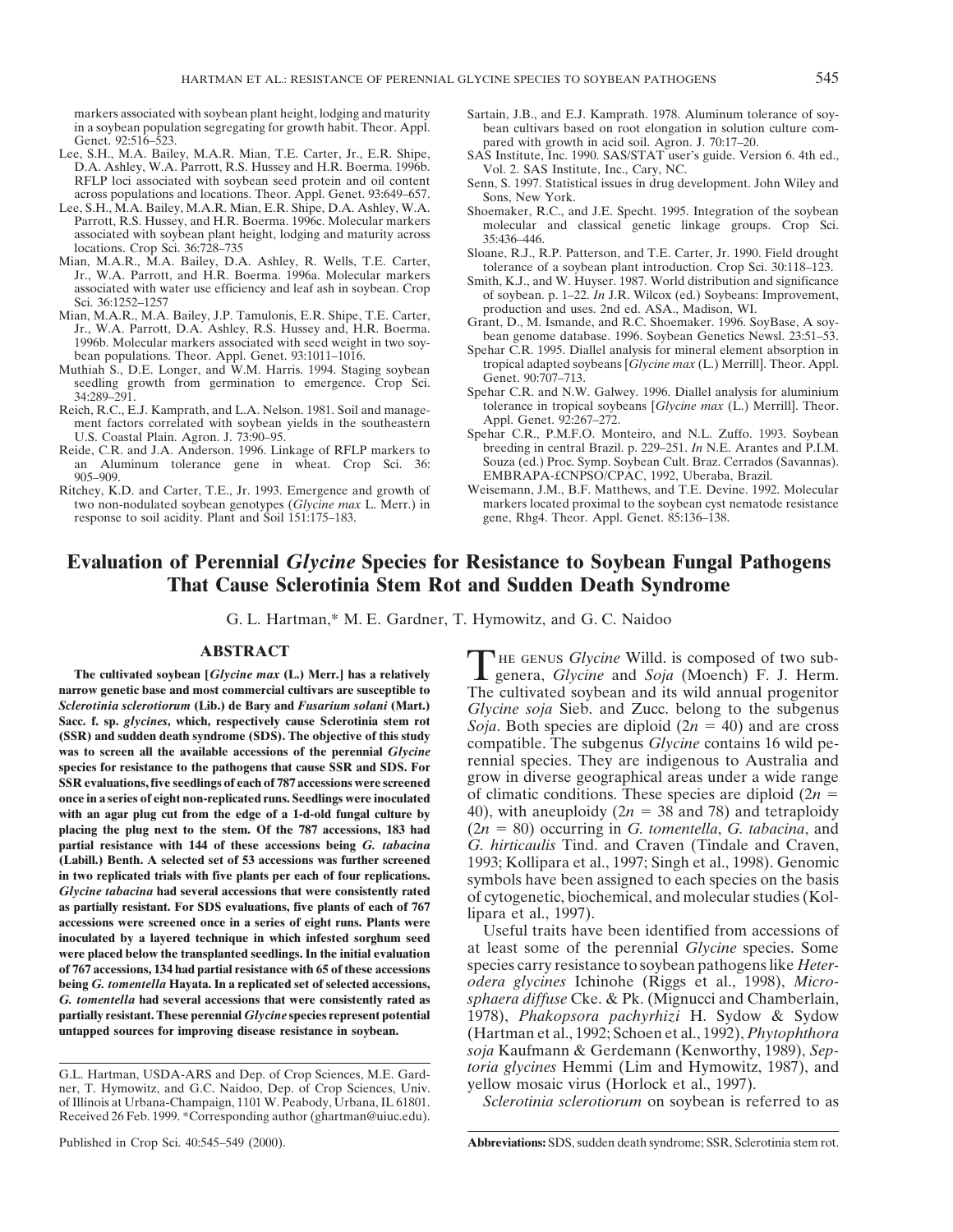markers associated with soybean plant height, lodging and maturity in a soybean population segregating for growth habit. Theor. Appl. Genet. 92:516–523.

Lee, S.H., M.A. Bailey, M.A.R. Mian, T.E. Carter, Jr., E.R. Shipe, D.A. Ashley, W.A. Parrott, R.S. Hussey and H.R. Boerma. 1996b. RFLP loci associated with soybean seed protein and oil content across populations and locations. Theor. Appl. Genet. 93:649–657.

Lee, S.H., M.A. Bailey, M.A.R. Mian, E.R. Shipe, D.A. Ashley, W.A. Parrott, R.S. Hussey, and H.R. Boerma. 1996c. Molecular markers associated with soybean plant height, lodging and maturity across locations. Crop Sci. 36:728–735

Mian, M.A.R., M.A. Bailey, D.A. Ashley, R. Wells, T.E. Carter, Jr., W.A. Parrott, and H.R. Boerma. 1996a. Molecular markers associated with water use efficiency and leaf ash in soybean. Crop Sci. 36:1252–1257

Mian, M.A.R., M.A. Bailey, J.P. Tamulonis, E.R. Shipe, T.E. Carter, Jr., W.A. Parrott, D.A. Ashley, R.S. Hussey and, H.R. Boerma. 1996b. Molecular markers associated with seed weight in two soybean populations. Theor. Appl. Genet. 93:1011–1016.

Muthiah S., D.E. Longer, and W.M. Harris. 1994. Staging soybean seedling growth from germination to emergence. Crop Sci. 34:289–291.

Reich, R.C., E.J. Kamprath, and L.A. Nelson. 1981. Soil and management factors correlated with soybean yields in the southeastern U.S. Coastal Plain. Agron. J. 73:90–95.

Reide, C.R. and J.A. Anderson. 1996. Linkage of RFLP markers to an Aluminum tolerance gene in wheat. Crop Sci. 36: 905–909.

Ritchey, K.D. and Carter, T.E., Jr. 1993. Emergence and growth of two non-nodulated soybean genotypes (*Glycine max* L. Merr.) in response to soil acidity. Plant and Soil 151:175–183.

Sartain, J.B., and E.J. Kamprath. 1978. Aluminum tolerance of soybean cultivars based on root elongation in solution culture compared with growth in acid soil. Agron. J. 70:17–20.

SAS Institute, Inc. 1990. SAS/STAT user's guide. Version 6. 4th ed., Vol. 2. SAS Institute, Inc., Cary, NC.

Senn, S. 1997. Statistical issues in drug development. John Wiley and Sons, New York.

Shoemaker, R.C., and J.E. Specht. 1995. Integration of the soybean molecular and classical genetic linkage groups. Crop Sci. 35:436–446.

Sloane, R.J., R.P. Patterson, and T.E. Carter, Jr. 1990. Field drought tolerance of a soybean plant introduction. Crop Sci. 30:118–123.

Smith, K.J., and W. Huyser. 1987. World distribution and significance of soybean. p. 1–22. *In* J.R. Wilcox (ed.) Soybeans: Improvement, production and uses. 2nd ed. ASA., Madison, WI.

Grant, D., M. Ismande, and R.C. Shoemaker. 1996. SoyBase, A soybean genome database. 1996. Soybean Genetics Newsl. 23:51–53.

Spehar C.R. 1995. Diallel analysis for mineral element absorption in tropical adapted soybeans [*Glycine max* (L.) Merrill]. Theor. Appl. Genet. 90:707–713.

Spehar C.R. and N.W. Galwey. 1996. Diallel analysis for aluminium tolerance in tropical soybeans [*Glycine max* (L.) Merrill]. Theor. Appl. Genet. 92:267–272.

Spehar C.R., P.M.F.O. Monteiro, and N.L. Zuffo. 1993. Soybean breeding in central Brazil. p. 229–251. *In* N.E. Arantes and P.I.M. Souza (ed.) Proc. Symp. Soybean Cult. Braz. Cerrados (Savannas). EMBRAPA-£CNPSO/CPAC, 1992, Uberaba, Brazil.

Weisemann, J.M., B.F. Matthews, and T.E. Devine. 1992. Molecular markers located proximal to the soybean cyst nematode resistance gene, Rhg4. Theor. Appl. Genet. 85:136–138.

# Evaluation of Perennial *Glycine* Species for Resistance to Soybean Fungal Pathogens That Cause Sclerotinia Stem Rot and Sudden Death Syndrome

G. L. Hartman,* M. E. Gardner, T. Hymowitz, and G. C. Naidoo

## ABSTRACT

**The cultivated soybean [*Glycine max* (L.) Merr.] has a relatively narrow genetic base and most commercial cultivars are susceptible to *Sclerotinia sclerotiorum* (Lib.) de Bary and *Fusarium solani* (Mart.) Sacc. f. sp. *glycines*, which, respectively cause Sclerotinia stem rot (SSR) and sudden death syndrome (SDS). The objective of this study was to screen all the available accessions of the perennial *Glycine* species for resistance to the pathogens that cause SSR and SDS. For SSR evaluations, five seedlings of each of 787 accessions were screened once in a series of eight non-replicated runs. Seedlings were inoculated with an agar plug cut from the edge of a 1-d-old fungal culture by placing the plug next to the stem. Of the 787 accessions, 183 had partial resistance with 144 of these accessions being *G. tabacina* (Labill.) Benth. A selected set of 53 accessions was further screened in two replicated trials with five plants per each of four replications. *Glycine tabacina* had several accessions that were consistently rated as partially resistant. For SDS evaluations, five plants of each of 767 accessions were screened once in a series of eight runs. Plants were inoculated by a layered technique in which infested sorghum seed were placed below the transplanted seedlings. In the initial evaluation of 767 accessions, 134 had partial resistance with 65 of these accessions being *G. tomentella* Hayata. In a replicated set of selected accessions, *G. tomentella* had several accessions that were consistently rated as partially resistant. These perennial *Glycine* species represent potential untapped sources for improving disease resistance in soybean.**

G.L. Hartman, USDA-ARS and Dep. of Crop Sciences, M.E. Gardner, T. Hymowitz, and G.C. Naidoo, Dep. of Crop Sciences, Univ. of Illinois at Urbana-Champaign, 1101 W. Peabody, Urbana, IL 61801. Received 26 Feb. 1999. *Corresponding author (ghartman@uiuc.edu).

Published in Crop Sci. 40:545–549 (2000).

THE GENUS *Glycine* Willd. is composed of two subgenera, *Glycine* and *Soja* (Moench) F. J. Herm. The cultivated soybean and its wild annual progenitor *Glycine soja* Sieb. and Zucc. belong to the subgenus *Soja*. Both species are diploid ($2n = 40$) and are cross compatible. The subgenus *Glycine* contains 16 wild perennial species. They are indigenous to Australia and grow in diverse geographical areas under a wide range of climatic conditions. These species are diploid ($2n = 40$), with aneuploidy ($2n = 38$ and 78) and tetraploidy ($2n = 80$) occurring in *G. tomentella*, *G. tabacina*, and *G. hirticaulis* Tind. and Craven (Tindale and Craven, 1993; Kollipara et al., 1997; Singh et al., 1998). Genomic symbols have been assigned to each species on the basis of cytogenetic, biochemical, and molecular studies (Kollipara et al., 1997).

Useful traits have been identified from accessions of at least some of the perennial *Glycine* species. Some species carry resistance to soybean pathogens like *Heterodera glycines* Ichinohe (Riggs et al., 1998), *Microsphaera diffuse* Cke. & Pk. (Mignucci and Chamberlain, 1978), *Phakopsora pachyrhizi* H. Sydow & Sydow (Hartman et al., 1992; Schoen et al., 1992), *Phytophthora soja* Kaufmann & Gerdemann (Kenworthy, 1989), *Septoria glycines* Hemmi (Lim and Hymowitz, 1987), and yellow mosaic virus (Horlock et al., 1997).

*Sclerotinia sclerotiorum* on soybean is referred to as

**Abbreviations:** SDS, sudden death syndrome; SSR, Sclerotinia stem rot.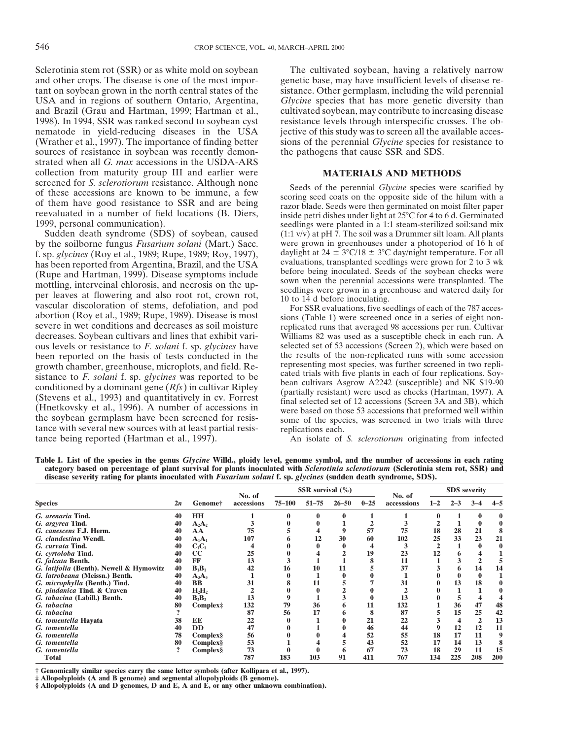Sclerotinia stem rot (SSR) or as white mold on soybean and other crops. The disease is one of the most important on soybean grown in the north central states of the USA and in regions of southern Ontario, Argentina, and Brazil (Grau and Hartman, 1999; Hartman et al., 1998). In 1994, SSR was ranked second to soybean cyst nematode in yield-reducing diseases in the USA (Wrather et al., 1997). The importance of finding better sources of resistance in soybean was recently demonstrated when all *G. max* accessions in the USDA-ARS collection from maturity group III and earlier were screened for *S. sclerotiorum* resistance. Although none of these accessions are known to be immune, a few of them have good resistance to SSR and are being reevaluated in a number of field locations (B. Diers, 1999, personal communication).

Sudden death syndrome (SDS) of soybean, caused by the soilborne fungus *Fusarium solani* (Mart.) Sacc. f. sp. *glycines* (Roy et al., 1989; Rupe, 1989; Roy, 1997), has been reported from Argentina, Brazil, and the USA (Rupe and Hartman, 1999). Disease symptoms include mottling, interveinal chlorosis, and necrosis on the upper leaves at flowering and also root rot, crown rot, vascular discoloration of stems, defoliation, and pod abortion (Roy et al., 1989; Rupe, 1989). Disease is most severe in wet conditions and decreases as soil moisture decreases. Soybean cultivars and lines that exhibit various levels or resistance to *F. solani* f. sp. *glycines* have been reported on the basis of tests conducted in the growth chamber, greenhouse, microplots, and field. Resistance to *F. solani* f. sp. *glycines* was reported to be conditioned by a dominant gene (*Rfs*) in cultivar Ripley (Stevens et al., 1993) and quantitatively in cv. Forrest (Hnetkovsky et al., 1996). A number of accessions in the soybean germplasm have been screened for resistance with several new sources with at least partial resistance being reported (Hartman et al., 1997).

The cultivated soybean, having a relatively narrow genetic base, may have insufficient levels of disease resistance. Other germplasm, including the wild perennial *Glycine* species that has more genetic diversity than cultivated soybean, may contribute to increasing disease resistance levels through interspecific crosses. The objective of this study was to screen all the available accessions of the perennial *Glycine* species for resistance to the pathogens that cause SSR and SDS.

## MATERIALS AND METHODS

Seeds of the perennial *Glycine* species were scarified by scoring seed coats on the opposite side of the hilum with a razor blade. Seeds were then germinated on moist filter paper inside petri dishes under light at 25°C for 4 to 6 d. Germinated seedlings were planted in a 1:1 steam-sterilized soil:sand mix (1:1 v/v) at pH 7. The soil was a Drummer silt loam. All plants were grown in greenhouses under a photoperiod of 16 h of daylight at 24 ± 3°C/18 ± 3°C day/night temperature. For all evaluations, transplanted seedlings were grown for 2 to 3 wk before being inoculated. Seeds of the soybean checks were sown when the perennial accessions were transplanted. The seedlings were grown in a greenhouse and watered daily for 10 to 14 d before inoculating.

For SSR evaluations, five seedlings of each of the 787 accessions (Table 1) were screened once in a series of eight nonreplicated runs that averaged 98 accessions per run. Cultivar Williams 82 was used as a susceptible check in each run. A selected set of 53 accessions (Screen 2), which were based on the results of the non-replicated runs with some accession representing most species, was further screened in two replicated trials with five plants in each of four replications. Soybean cultivars Asgrow A2242 (susceptible) and NK S19-90 (partially resistant) were used as checks (Hartman, 1997). A final selected set of 12 accessions (Screen 3A and 3B), which were based on those 53 accessions that preformed well within some of the species, was screened in two trials with three replications each.

An isolate of *S. sclerotiorum* originating from infected

**Table 1. List of the species in the genus *Glycine* Willd., ploidy level, genome symbol, and the number of accessions in each rating category based on percentage of plant survival for plants inoculated with *Sclerotinia sclerotiorum* (Sclerotinia stem rot, SSR) and disease severity rating for plants inoculated with *Fusarium solani* f. sp. *glycines* (sudden death syndrome, SDS).**

| Species | 2*n* | Genome† | No. of accessions | SSR survival (%) | | | | No. of accesssions | SDS severity | | | |
|---|---|---|---|---|---|---|---|---|---|---|---|---|
| | | | | 75–100 | 51–75 | 26–50 | 0–25 | | 1–2 | 2–3 | 3–4 | 4–5 |
| *G. arenaria* Tind. | 40 | HH | 1 | 0 | 0 | 0 | 1 | 1 | 0 | 1 | 0 | 0 |
| *G. argyrea* Tind. | 40 | $A_2A_2$ | 3 | 0 | 0 | 1 | 2 | 3 | 2 | 1 | 0 | 0 |
| *G. canescens* F.J. Herm. | 40 | AA | 75 | 5 | 4 | 9 | 57 | 75 | 18 | 28 | 21 | 8 |
| *G. clandestina* Wendl. | 40 | $A_1A_1$ | 107 | 6 | 12 | 30 | 60 | 102 | 25 | 33 | 23 | 21 |
| *G. curvata* Tind. | 40 | $C_1C_1$ | 4 | 0 | 0 | 0 | 4 | 3 | 2 | 1 | 0 | 0 |
| *G. cyrtoloba* Tind. | 40 | CC | 25 | 0 | 4 | 2 | 19 | 23 | 12 | 6 | 4 | 1 |
| *G. falcata* Benth. | 40 | FF | 13 | 3 | 1 | 1 | 8 | 11 | 1 | 3 | 2 | 5 |
| *G. latifolia* (Benth.) Newell & Hymowitz | 40 | $B_1B_1$ | 42 | 16 | 10 | 11 | 5 | 37 | 3 | 6 | 14 | 14 |
| *G. latrobeana* (Meissn.) Benth. | 40 | $A_3A_3$ | 1 | 0 | 1 | 0 | 0 | 1 | 0 | 0 | 0 | 1 |
| *G. microphylla* (Benth.) Tind. | 40 | BB | 31 | 8 | 11 | 5 | 7 | 31 | 0 | 13 | 18 | 0 |
| *G. pindanica* Tind. & Craven | 40 | $H_2H_2$ | 2 | 0 | 0 | 2 | 0 | 2 | 0 | 1 | 1 | 0 |
| *G. tabacina* (Labill.) Benth. | 40 | $B_2B_2$ | 13 | 9 | 1 | 3 | 0 | 13 | 0 | 5 | 4 | 4 |
| *G. tabacina* | 80 | Complex‡ | 132 | 79 | 36 | 6 | 11 | 132 | 1 | 36 | 47 | 48 |
| *G. tabacina* | ? | | 87 | 56 | 17 | 6 | 8 | 87 | 5 | 15 | 25 | 42 |
| *G. tomentella* Hayata | 38 | EE | 22 | 0 | 1 | 0 | 21 | 22 | 3 | 4 | 2 | 13 |
| *G. tomentella* | 40 | DD | 47 | 0 | 1 | 0 | 46 | 44 | 9 | 12 | 12 | 11 |
| *G. tomentella* | 78 | Complex§ | 56 | 0 | 0 | 4 | 52 | 55 | 18 | 17 | 11 | 9 |
| *G. tomentella* | 80 | Complex§ | 53 | 1 | 4 | 5 | 43 | 52 | 17 | 14 | 13 | 8 |
| *G. tomentella* | ? | Complex§ | 73 | 0 | 0 | 6 | 67 | 73 | 18 | 29 | 11 | 15 |
| Total | | | 787 | 183 | 103 | 91 | 411 | 767 | 134 | 225 | 208 | 200 |

† Genomically similar species carry the same letter symbols (after Kollipara et al., 1997).
‡ Allopolyploids (A and B genome) and segmental allopolyploids (B genome).
§ Allopolyploids (A and D genomes, D and E, A and E, or any other unknown combination).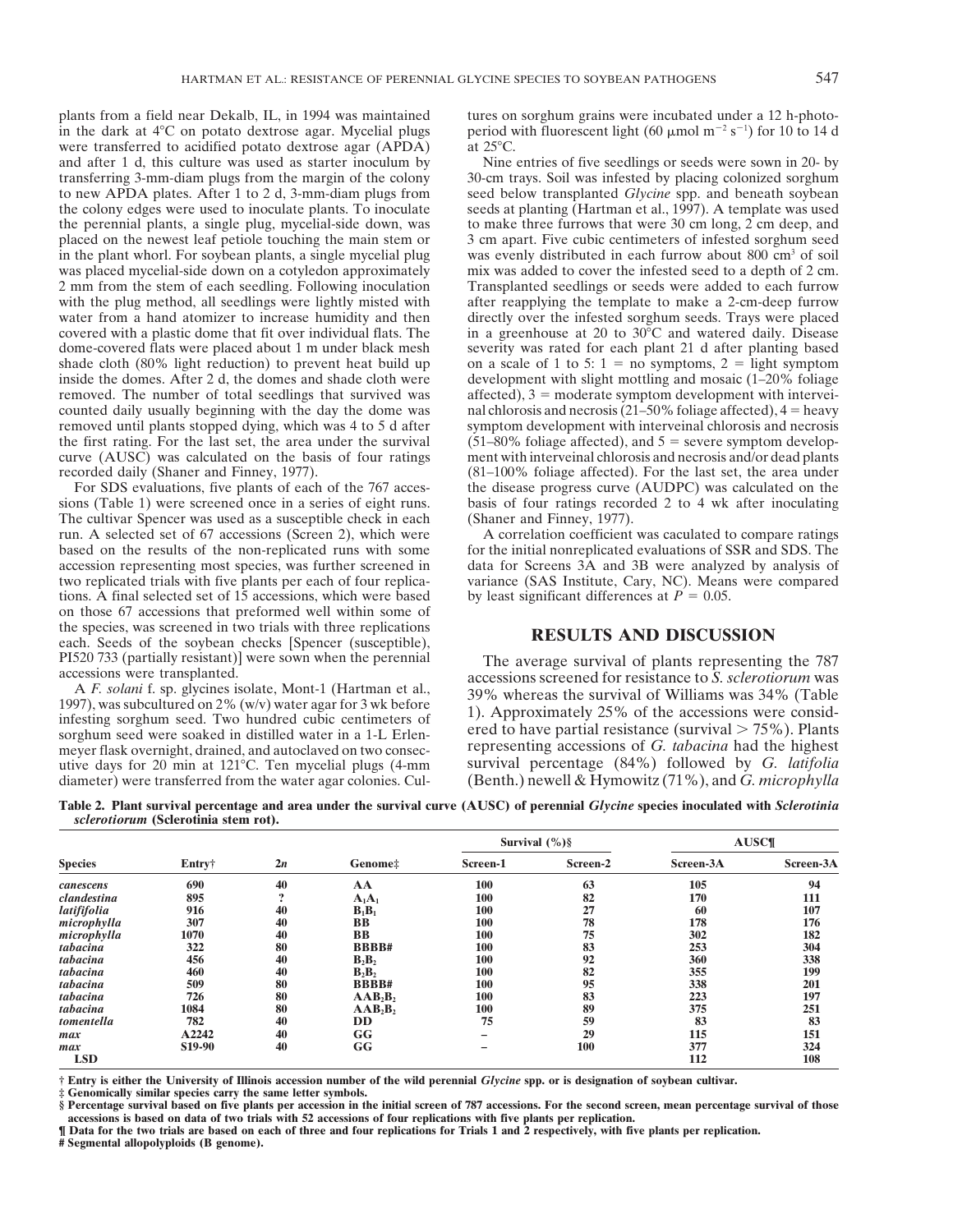plants from a field near Dekalb, IL, in 1994 was maintained in the dark at 4°C on potato dextrose agar. Mycelial plugs were transferred to acidified potato dextrose agar (APDA) and after 1 d, this culture was used as starter inoculum by transferring 3-mm-diam plugs from the margin of the colony to new APDA plates. After 1 to 2 d, 3-mm-diam plugs from the colony edges were used to inoculate plants. To inoculate the perennial plants, a single plug, mycelial-side down, was placed on the newest leaf petiole touching the main stem or in the plant whorl. For soybean plants, a single mycelial plug was placed mycelial-side down on a cotyledon approximately 2 mm from the stem of each seedling. Following inoculation with the plug method, all seedlings were lightly misted with water from a hand atomizer to increase humidity and then covered with a plastic dome that fit over individual flats. The dome-covered flats were placed about 1 m under black mesh shade cloth (80% light reduction) to prevent heat build up inside the domes. After 2 d, the domes and shade cloth were removed. The number of total seedlings that survived was counted daily usually beginning with the day the dome was removed until plants stopped dying, which was 4 to 5 d after the first rating. For the last set, the area under the survival curve (AUSC) was calculated on the basis of four ratings recorded daily (Shaner and Finney, 1977).

For SDS evaluations, five plants of each of the 767 accessions (Table 1) were screened once in a series of eight runs. The cultivar Spencer was used as a susceptible check in each run. A selected set of 67 accessions (Screen 2), which were based on the results of the non-replicated runs with some accession representing most species, was further screened in two replicated trials with five plants per each of four replications. A final selected set of 15 accessions, which were based on those 67 accessions that preformed well within some of the species, was screened in two trials with three replications each. Seeds of the soybean checks [Spencer (susceptible), PI520 733 (partially resistant)] were sown when the perennial accessions were transplanted.

A *F. solani* f. sp. glycines isolate, Mont-1 (Hartman et al., 1997), was subcultured on 2% (w/v) water agar for 3 wk before infesting sorghum seed. Two hundred cubic centimeters of sorghum seed were soaked in distilled water in a 1-L Erlenmeyer flask overnight, drained, and autoclaved on two consecutive days for 20 min at 121°C. Ten mycelial plugs (4-mm diameter) were transferred from the water agar colonies. Cultures on sorghum grains were incubated under a 12 h-photoperiod with fluorescent light (60 μmol $m^{-2}$ $s^{-1}$) for 10 to 14 d at 25°C.

Nine entries of five seedlings or seeds were sown in 20- by 30-cm trays. Soil was infested by placing colonized sorghum seed below transplanted *Glycine* spp. and beneath soybean seeds at planting (Hartman et al., 1997). A template was used to make three furrows that were 30 cm long, 2 cm deep, and 3 cm apart. Five cubic centimeters of infested sorghum seed was evenly distributed in each furrow about 800 $cm^3$ of soil mix was added to cover the infested seed to a depth of 2 cm. Transplanted seedlings or seeds were added to each furrow after reapplying the template to make a 2-cm-deep furrow directly over the infested sorghum seeds. Trays were placed in a greenhouse at 20 to 30°C and watered daily. Disease severity was rated for each plant 21 d after planting based on a scale of 1 to 5: 1 = no symptoms, 2 = light symptom development with slight mottling and mosaic (1–20% foliage affected), 3 = moderate symptom development with interveinal chlorosis and necrosis (21–50% foliage affected), 4 = heavy symptom development with interveinal chlorosis and necrosis (51–80% foliage affected), and 5 = severe symptom development with interveinal chlorosis and necrosis and/or dead plants (81–100% foliage affected). For the last set, the area under the disease progress curve (AUDPC) was calculated on the basis of four ratings recorded 2 to 4 wk after inoculating (Shaner and Finney, 1977).

A correlation coefficient was caculated to compare ratings for the initial nonreplicated evaluations of SSR and SDS. The data for Screens 3A and 3B were analyzed by analysis of variance (SAS Institute, Cary, NC). Means were compared by least significant differences at $P = 0.05$.

## RESULTS AND DISCUSSION

The average survival of plants representing the 787 accessions screened for resistance to *S. sclerotiorum* was 39% whereas the survival of Williams was 34% (Table 1). Approximately 25% of the accessions were considered to have partial resistance (survival > 75%). Plants representing accessions of *G. tabacina* had the highest survival percentage (84%) followed by *G. latifolia* (Benth.) newell & Hymowitz (71%), and *G. microphylla*

**Table 2. Plant survival percentage and area under the survival curve (AUSC) of perennial *Glycine* species inoculated with *Sclerotinia sclerotiorum* (Sclerotinia stem rot).**

| Species | Entry† | 2n | Genome‡ | Survival (%)§ | | AUSC¶ | |
|---|---|---|---|---|---|---|---|
| | | | | Screen-1 | Screen-2 | Screen-3A | Screen-3A |
| *canescens* | 690 | 40 | AA | 100 | 63 | 105 | 94 |
| *clandestina* | 895 | ? | $A_1A_1$ | 100 | 82 | 170 | 111 |
| *latififolia* | 916 | 40 | $B_1B_1$ | 100 | 27 | 60 | 107 |
| *microphylla* | 307 | 40 | BB | 100 | 78 | 178 | 176 |
| *microphylla* | 1070 | 40 | BB | 100 | 75 | 302 | 182 |
| *tabacina* | 322 | 80 | BBBB# | 100 | 83 | 253 | 304 |
| *tabacina* | 456 | 40 | $B_2B_2$ | 100 | 92 | 360 | 338 |
| *tabacina* | 460 | 40 | $B_2B_2$ | 100 | 82 | 355 | 199 |
| *tabacina* | 509 | 80 | BBBB# | 100 | 95 | 338 | 201 |
| *tabacina* | 726 | 80 | $AAB_2B_2$ | 100 | 83 | 223 | 197 |
| *tabacina* | 1084 | 80 | $AAB_2B_2$ | 100 | 89 | 375 | 251 |
| *tomentella* | 782 | 40 | DD | 75 | 59 | 83 | 83 |
| *max* | A2242 | 40 | GG | – | 29 | 115 | 151 |
| *max* | S19-90 | 40 | GG | – | 100 | 377 | 324 |
| LSD | | | | | | 112 | 108 |

† Entry is either the University of Illinois accession number of the wild perennial *Glycine* spp. or is designation of soybean cultivar.
‡ Genomically similar species carry the same letter symbols.
§ Percentage survival based on five plants per accession in the initial screen of 787 accessions. For the second screen, mean percentage survival of those accessions is based on data of two trials with 52 accessions of four replications with five plants per replication.
¶ Data for the two trials are based on each of three and four replications for Trials 1 and 2 respectively, with five plants per replication.
# Segmental allopolyploids (B genome).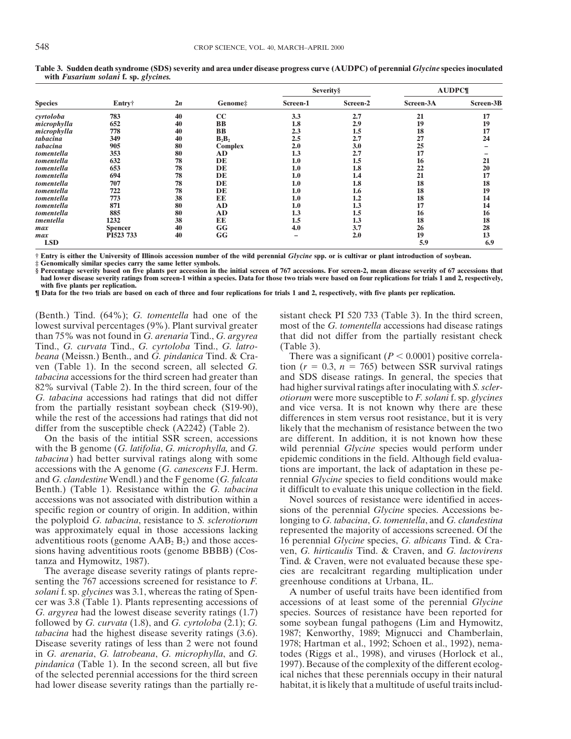**Table 3. Sudden death syndrome (SDS) severity and area under disease progress curve (AUDPC) of perennial *Glycine* species inoculated with *Fusarium solani* f. sp. *glycines*.**

| Species | Entry† | 2n | Genome‡ | Severity§ | | AUDPC¶ | |
|---|---|---|---|---|---|---|---|
| | | | | Screen-1 | Screen-2 | Screen-3A | Screen-3B |
| *cyrtoloba* | 783 | 40 | CC | 3.3 | 2.7 | 21 | 17 |
| *microphylla* | 652 | 40 | BB | 1.8 | 2.9 | 19 | 19 |
| *microphylla* | 778 | 40 | BB | 2.3 | 1.5 | 18 | 17 |
| *tabacina* | 349 | 40 | $B_2B_2$ | 2.5 | 2.7 | 27 | 24 |
| *tabacina* | 905 | 80 | Complex | 2.0 | 3.0 | 25 | – |
| *tomentella* | 353 | 80 | AD | 1.3 | 2.7 | 17 | – |
| *tomentella* | 632 | 78 | DE | 1.0 | 1.5 | 16 | 21 |
| *tomentella* | 653 | 78 | DE | 1.0 | 1.8 | 22 | 20 |
| *tomentella* | 694 | 78 | DE | 1.0 | 1.4 | 21 | 17 |
| *tomentella* | 707 | 78 | DE | 1.0 | 1.8 | 18 | 18 |
| *tomentella* | 722 | 78 | DE | 1.0 | 1.6 | 18 | 19 |
| *tomentella* | 773 | 38 | EE | 1.0 | 1.2 | 18 | 14 |
| *tomentella* | 871 | 80 | AD | 1.0 | 1.3 | 17 | 14 |
| *tomentella* | 885 | 80 | AD | 1.3 | 1.5 | 16 | 16 |
| *tmentella* | 1232 | 38 | EE | 1.5 | 1.3 | 18 | 18 |
| *max* | Spencer | 40 | GG | 4.0 | 3.7 | 26 | 28 |
| *max* | PI523 733 | 40 | GG | – | 2.0 | 19 | 13 |
| LSD | | | | | | 5.9 | 6.9 |

† Entry is either the University of Illinois accession number of the wild perennial *Glycine* spp. or is cultivar or plant introduction of soybean.
‡ Genomically similar species carry the same letter symbols.
§ Percentage severity based on five plants per accession in the initial screen of 767 accessions. For screen-2, mean disease severity of 67 accessions that had lower disease severity ratings from screen-1 within a species. Data for those two trials were based on four replications for trials 1 and 2, respectively, with five plants per replication.
¶ Data for the two trials are based on each of three and four replications for trials 1 and 2, respectively, with five plants per replication.

(Benth.) Tind. (64%); *G. tomentella* had one of the lowest survival percentages (9%). Plant survival greater than 75% was not found in *G. arenaria* Tind., *G. argyrea* Tind., *G. curvata* Tind., *G. cyrtoloba* Tind., *G. latrobeana* (Meissn.) Benth., and *G. pindanica* Tind. & Craven (Table 1). In the second screen, all selected *G. tabacina* accessions for the third screen had greater than 82% survival (Table 2). In the third screen, four of the *G. tabacina* accessions had ratings that did not differ from the partially resistant soybean check (S19-90), while the rest of the accessions had ratings that did not differ from the susceptible check (A2242) (Table 2).

On the basis of the intitial SSR screen, accessions with the B genome (*G. latifolia*, *G. microphylla,* and *G. tabacina*) had better survival ratings along with some accessions with the A genome (*G. canescens* F.J. Herm. and *G. clandestine* Wendl.) and the F genome (*G. falcata* Benth.) (Table 1). Resistance within the *G. tabacina* accessions was not associated with distribution within a specific region or country of origin. In addition, within the polyploid *G. tabacina*, resistance to *S. sclerotiorum* was approximately equal in those accessions lacking adventitious roots (genome $AAB_2B_2$) and those accessions having adventitious roots (genome BBBB) (Costanza and Hymowitz, 1987).

The average disease severity ratings of plants representing the 767 accessions screened for resistance to *F. solani* f. sp. *glycines* was 3.1, whereas the rating of Spencer was 3.8 (Table 1). Plants representing accessions of *G. argyrea* had the lowest disease severity ratings (1.7) followed by *G. curvata* (1.8), and *G. cyrtoloba* (2.1); *G. tabacina* had the highest disease severity ratings (3.6). Disease severity ratings of less than 2 were not found in *G. arenaria*, *G. latrobeana*, *G. microphylla*, and *G. pindanica* (Table 1). In the second screen, all but five of the selected perennial accessions for the third screen had lower disease severity ratings than the partially resistant check PI 520 733 (Table 3). In the third screen, most of the *G. tomentella* accessions had disease ratings that did not differ from the partially resistant check (Table 3).

There was a significant ($P < 0.0001$) positive correlation ($r = 0.3$, $n = 765$) between SSR survival ratings and SDS disease ratings. In general, the species that had higher survival ratings after inoculating with *S. sclerotiorum* were more susceptible to *F. solani* f. sp. *glycines* and vice versa. It is not known why there are these differences in stem versus root resistance, but it is very likely that the mechanism of resistance between the two are different. In addition, it is not known how these wild perennial *Glycine* species would perform under epidemic conditions in the field. Although field evaluations are important, the lack of adaptation in these perennial *Glycine* species to field conditions would make it difficult to evaluate this unique collection in the field.

Novel sources of resistance were identified in accessions of the perennial *Glycine* species. Accessions belonging to *G. tabacina*, *G. tomentella*, and *G. clandestina* represented the majority of accessions screened. Of the 16 perennial *Glycine* species, *G. albicans* Tind. & Craven, *G. hirticaulis* Tind. & Craven, and *G. lactovirens* Tind. & Craven, were not evaluated because these species are recalcitrant regarding multiplication under greenhouse conditions at Urbana, IL.

A number of useful traits have been identified from accessions of at least some of the perennial *Glycine* species. Sources of resistance have been reported for some soybean fungal pathogens (Lim and Hymowitz, 1987; Kenworthy, 1989; Mignucci and Chamberlain, 1978; Hartman et al., 1992; Schoen et al., 1992), nematodes (Riggs et al., 1998), and viruses (Horlock et al., 1997). Because of the complexity of the different ecological niches that these perennials occupy in their natural habitat, it is likely that a multitude of useful traits includ-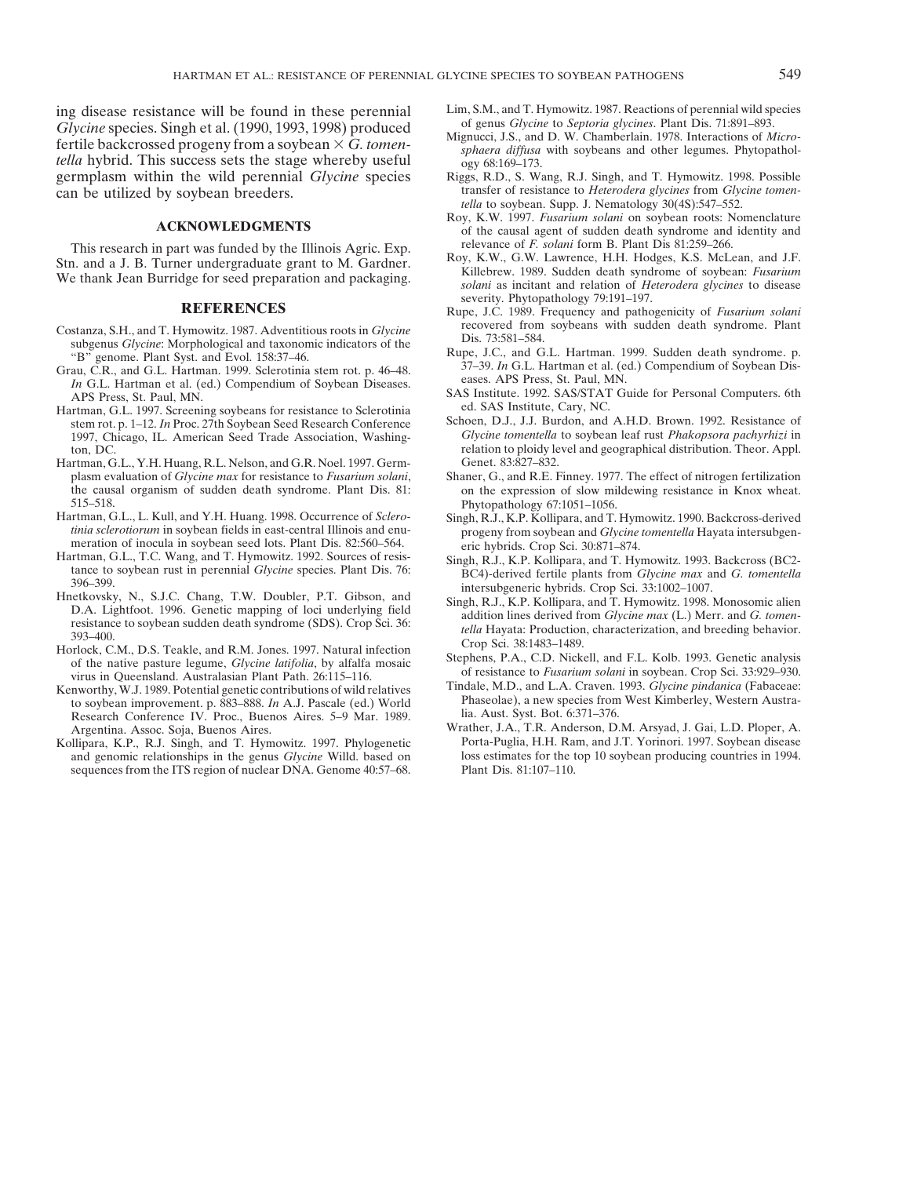ing disease resistance will be found in these perennial *Glycine* species. Singh et al. (1990, 1993, 1998) produced fertile backcrossed progeny from a soybean × *G. tomentella* hybrid. This success sets the stage whereby useful germplasm within the wild perennial *Glycine* species can be utilized by soybean breeders.

## ACKNOWLEDGMENTS

This research in part was funded by the Illinois Agric. Exp. Stn. and a J. B. Turner undergraduate grant to M. Gardner. We thank Jean Burridge for seed preparation and packaging.

## REFERENCES

Costanza, S.H., and T. Hymowitz. 1987. Adventitious roots in *Glycine* subgenus *Glycine*: Morphological and taxonomic indicators of the "B" genome. Plant Syst. and Evol. 158:37–46.

Grau, C.R., and G.L. Hartman. 1999. Sclerotinia stem rot. p. 46–48. *In* G.L. Hartman et al. (ed.) Compendium of Soybean Diseases. APS Press, St. Paul, MN.

Hartman, G.L. 1997. Screening soybeans for resistance to Sclerotinia stem rot. p. 1–12. *In* Proc. 27th Soybean Seed Research Conference 1997, Chicago, IL. American Seed Trade Association, Washington, DC.

Hartman, G.L., Y.H. Huang, R.L. Nelson, and G.R. Noel. 1997. Germplasm evaluation of *Glycine max* for resistance to *Fusarium solani*, the causal organism of sudden death syndrome. Plant Dis. 81: 515–518.

Hartman, G.L., L. Kull, and Y.H. Huang. 1998. Occurrence of *Sclerotinia sclerotiorum* in soybean fields in east-central Illinois and enumeration of inocula in soybean seed lots. Plant Dis. 82:560–564.

Hartman, G.L., T.C. Wang, and T. Hymowitz. 1992. Sources of resistance to soybean rust in perennial *Glycine* species. Plant Dis. 76: 396–399.

Hnetkovsky, N., S.J.C. Chang, T.W. Doubler, P.T. Gibson, and D.A. Lightfoot. 1996. Genetic mapping of loci underlying field resistance to soybean sudden death syndrome (SDS). Crop Sci. 36: 393–400.

Horlock, C.M., D.S. Teakle, and R.M. Jones. 1997. Natural infection of the native pasture legume, *Glycine latifolia*, by alfalfa mosaic virus in Queensland. Australasian Plant Path. 26:115–116.

Kenworthy, W.J. 1989. Potential genetic contributions of wild relatives to soybean improvement. p. 883–888. *In* A.J. Pascale (ed.) World Research Conference IV. Proc., Buenos Aires. 5–9 Mar. 1989. Argentina. Assoc. Soja, Buenos Aires.

Kollipara, K.P., R.J. Singh, and T. Hymowitz. 1997. Phylogenetic and genomic relationships in the genus *Glycine* Willd. based on sequences from the ITS region of nuclear DNA. Genome 40:57–68.

Lim, S.M., and T. Hymowitz. 1987. Reactions of perennial wild species of genus *Glycine* to *Septoria glycines*. Plant Dis. 71:891–893.

Mignucci, J.S., and D. W. Chamberlain. 1978. Interactions of *Microsphaera diffusa* with soybeans and other legumes. Phytopathology 68:169–173.

Riggs, R.D., S. Wang, R.J. Singh, and T. Hymowitz. 1998. Possible transfer of resistance to *Heterodera glycines* from *Glycine tomentella* to soybean. Supp. J. Nematology 30(4S):547–552.

Roy, K.W. 1997. *Fusarium solani* on soybean roots: Nomenclature of the causal agent of sudden death syndrome and identity and relevance of *F. solani* form B. Plant Dis 81:259–266.

Roy, K.W., G.W. Lawrence, H.H. Hodges, K.S. McLean, and J.F. Killebrew. 1989. Sudden death syndrome of soybean: *Fusarium solani* as incitant and relation of *Heterodera glycines* to disease severity. Phytopathology 79:191–197.

Rupe, J.C. 1989. Frequency and pathogenicity of *Fusarium solani* recovered from soybeans with sudden death syndrome. Plant Dis. 73:581–584.

Rupe, J.C., and G.L. Hartman. 1999. Sudden death syndrome. p. 37–39. *In* G.L. Hartman et al. (ed.) Compendium of Soybean Diseases. APS Press, St. Paul, MN.

SAS Institute. 1992. SAS/STAT Guide for Personal Computers. 6th ed. SAS Institute, Cary, NC.

Schoen, D.J., J.J. Burdon, and A.H.D. Brown. 1992. Resistance of *Glycine tomentella* to soybean leaf rust *Phakopsora pachyrhizi* in relation to ploidy level and geographical distribution. Theor. Appl. Genet. 83:827–832.

Shaner, G., and R.E. Finney. 1977. The effect of nitrogen fertilization on the expression of slow mildewing resistance in Knox wheat. Phytopathology 67:1051–1056.

Singh, R.J., K.P. Kollipara, and T. Hymowitz. 1990. Backcross-derived progeny from soybean and *Glycine tomentella* Hayata intersubgeneric hybrids. Crop Sci. 30:871–874.

Singh, R.J., K.P. Kollipara, and T. Hymowitz. 1993. Backcross (BC2-BC4)-derived fertile plants from *Glycine max* and *G. tomentella* intersubgeneric hybrids. Crop Sci. 33:1002–1007.

Singh, R.J., K.P. Kollipara, and T. Hymowitz. 1998. Monosomic alien addition lines derived from *Glycine max* (L.) Merr. and *G. tomentella* Hayata: Production, characterization, and breeding behavior. Crop Sci. 38:1483–1489.

Stephens, P.A., C.D. Nickell, and F.L. Kolb. 1993. Genetic analysis of resistance to *Fusarium solani* in soybean. Crop Sci. 33:929–930.

Tindale, M.D., and L.A. Craven. 1993. *Glycine pindanica* (Fabaceae: Phaseolae), a new species from West Kimberley, Western Australia. Aust. Syst. Bot. 6:371–376.

Wrather, J.A., T.R. Anderson, D.M. Arsyad, J. Gai, L.D. Ploper, A. Porta-Puglia, H.H. Ram, and J.T. Yorinori. 1997. Soybean disease loss estimates for the top 10 soybean producing countries in 1994. Plant Dis. 81:107–110.